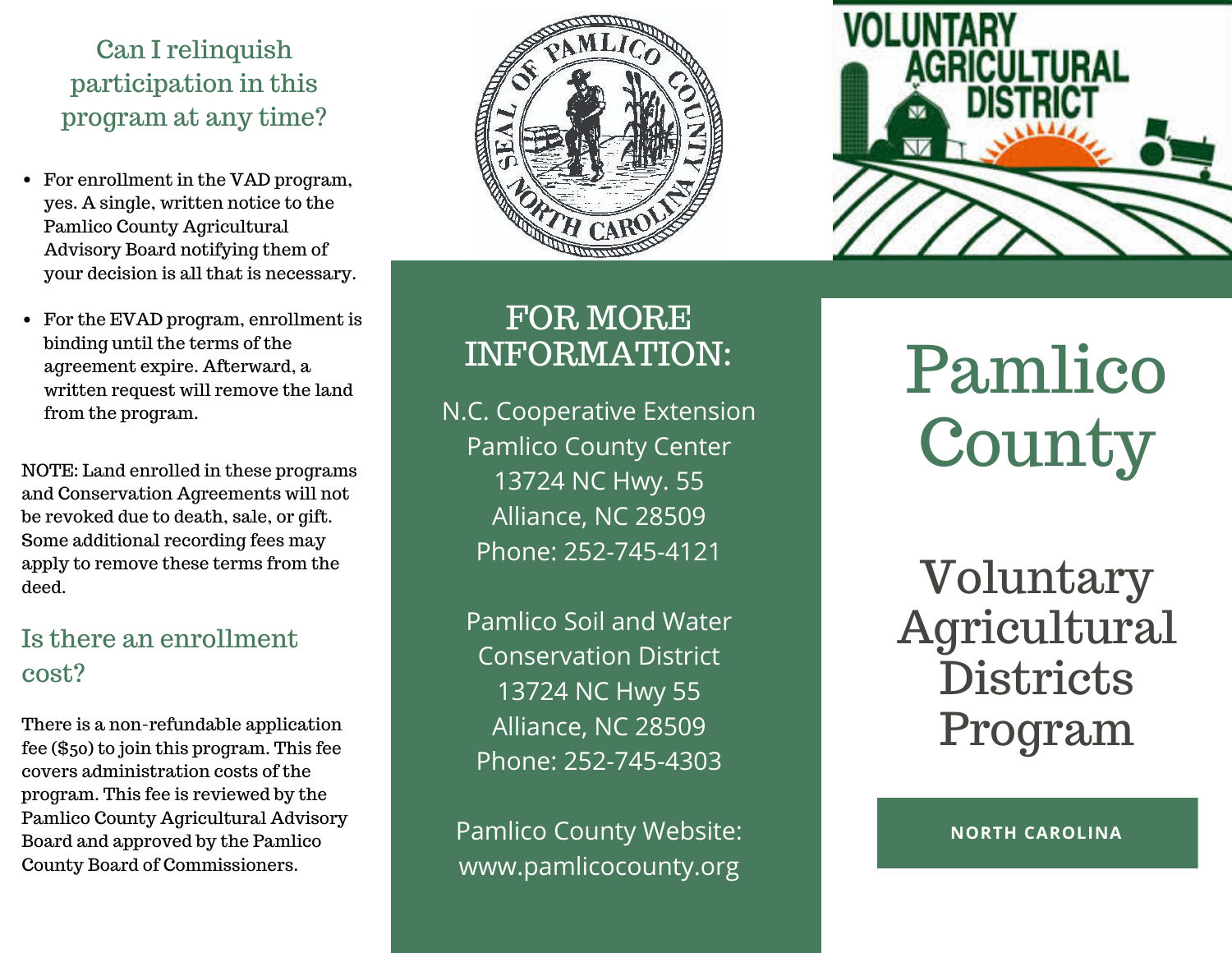## Can I relinquish participation in this program at any time?

- For enrollment in the VAD program, yes. A single, written notice to the Pamlico County Agricultural Advisory Board notifying them of your decision is all that is necessary.
- For the EVAD program, enrollment is binding until the terms of the agreement expire. Afterward, a written request will remove the land from the program.

NOTE: Land enrolled in these programs and Conservation Agreements will not be revoked due to death, sale, or gift. Some additional recording fees may apply to remove these terms from the deed.

## Is there an enrollment cost?

There is a non-refundable application fee ($50) to join this program. This fee covers administration costs of the program. This fee is reviewed by the Pamlico County Agricultural Advisory Board and approved by the Pamlico County Board of Commissioners.

## FOR MORE INFORMATION:

N.C. Cooperative Extension
Pamlico County Center
13724 NC Hwy. 55
Alliance, NC 28509
Phone: 252-745-4121

Pamlico Soil and Water Conservation District
13724 NC Hwy 55
Alliance, NC 28509
Phone: 252-745-4303

Pamlico County Website:
www.pamlicocounty.org

# Pamlico County

# Voluntary Agricultural Districts Program

**NORTH CAROLINA**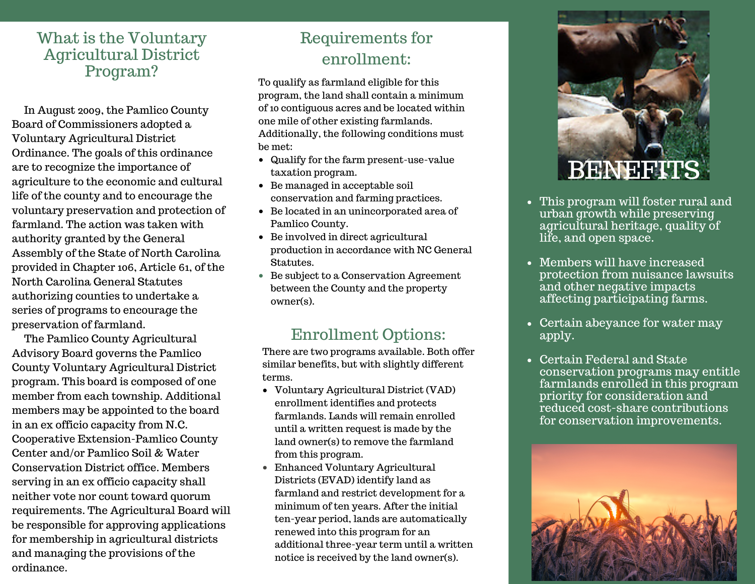## What is the Voluntary Agricultural District Program?

In August 2009, the Pamlico County Board of Commissioners adopted a Voluntary Agricultural District Ordinance. The goals of this ordinance are to recognize the importance of agriculture to the economic and cultural life of the county and to encourage the voluntary preservation and protection of farmland. The action was taken with authority granted by the General Assembly of the State of North Carolina provided in Chapter 106, Article 61, of the North Carolina General Statutes authorizing counties to undertake a series of programs to encourage the preservation of farmland.

The Pamlico County Agricultural Advisory Board governs the Pamlico County Voluntary Agricultural District program. This board is composed of one member from each township. Additional members may be appointed to the board in an ex officio capacity from N.C. Cooperative Extension-Pamlico County Center and/or Pamlico Soil & Water Conservation District office. Members serving in an ex officio capacity shall neither vote nor count toward quorum requirements. The Agricultural Board will be responsible for approving applications for membership in agricultural districts and managing the provisions of the ordinance.

## Requirements for enrollment:

To qualify as farmland eligible for this program, the land shall contain a minimum of 10 contiguous acres and be located within one mile of other existing farmlands. Additionally, the following conditions must be met:

- Qualify for the farm present-use-value taxation program.
- Be managed in acceptable soil conservation and farming practices.
- Be located in an unincorporated area of Pamlico County.
- Be involved in direct agricultural production in accordance with NC General Statutes.
- Be subject to a Conservation Agreement between the County and the property owner(s).

## Enrollment Options:

There are two programs available. Both offer similar benefits, but with slightly different terms.

- Voluntary Agricultural District (VAD) enrollment identifies and protects farmlands. Lands will remain enrolled until a written request is made by the land owner(s) to remove the farmland from this program.
- Enhanced Voluntary Agricultural Districts (EVAD) identify land as farmland and restrict development for a minimum of ten years. After the initial ten-year period, lands are automatically renewed into this program for an additional three-year term until a written notice is received by the land owner(s).

## BENEFITS

- This program will foster rural and urban growth while preserving agricultural heritage, quality of life, and open space.
- Members will have increased protection from nuisance lawsuits and other negative impacts affecting participating farms.
- Certain abeyance for water may apply.
- Certain Federal and State conservation programs may entitle farmlands enrolled in this program priority for consideration and reduced cost-share contributions for conservation improvements.